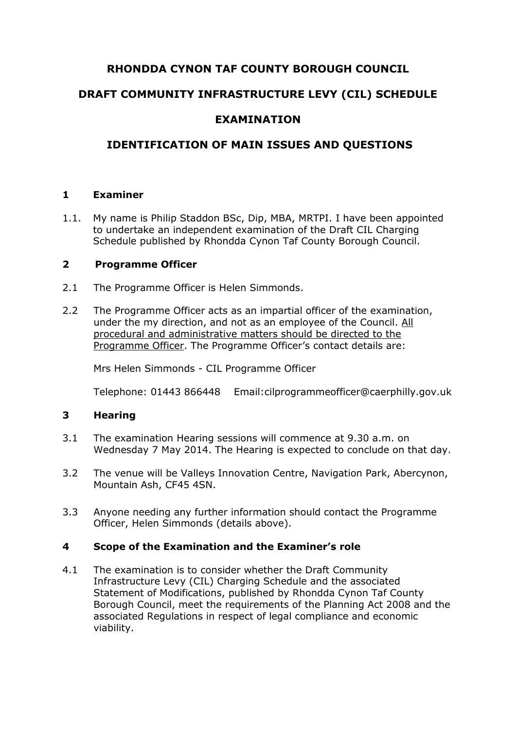# RHONDDA CYNON TAF COUNTY BOROUGH COUNCIL

# DRAFT COMMUNITY INFRASTRUCTURE LEVY (CIL) SCHEDULE

# EXAMINATION

# IDENTIFICATION OF MAIN ISSUES AND QUESTIONS

## 1 Examiner

1.1. My name is Philip Staddon BSc, Dip, MBA, MRTPI. I have been appointed to undertake an independent examination of the Draft CIL Charging Schedule published by Rhondda Cynon Taf County Borough Council.

## 2 Programme Officer

2.1 The Programme Officer is Helen Simmonds.

2.2 The Programme Officer acts as an impartial officer of the examination, under the my direction, and not as an employee of the Council. <u>All procedural and administrative matters should be directed to the Programme Officer</u>. The Programme Officer's contact details are:

Mrs Helen Simmonds - CIL Programme Officer

Telephone: 01443 866448 Email:cilprogrammeofficer@caerphilly.gov.uk

## 3 Hearing

3.1 The examination Hearing sessions will commence at 9.30 a.m. on Wednesday 7 May 2014. The Hearing is expected to conclude on that day.

3.2 The venue will be Valleys Innovation Centre, Navigation Park, Abercynon, Mountain Ash, CF45 4SN.

3.3 Anyone needing any further information should contact the Programme Officer, Helen Simmonds (details above).

## 4 Scope of the Examination and the Examiner's role

4.1 The examination is to consider whether the Draft Community Infrastructure Levy (CIL) Charging Schedule and the associated Statement of Modifications, published by Rhondda Cynon Taf County Borough Council, meet the requirements of the Planning Act 2008 and the associated Regulations in respect of legal compliance and economic viability.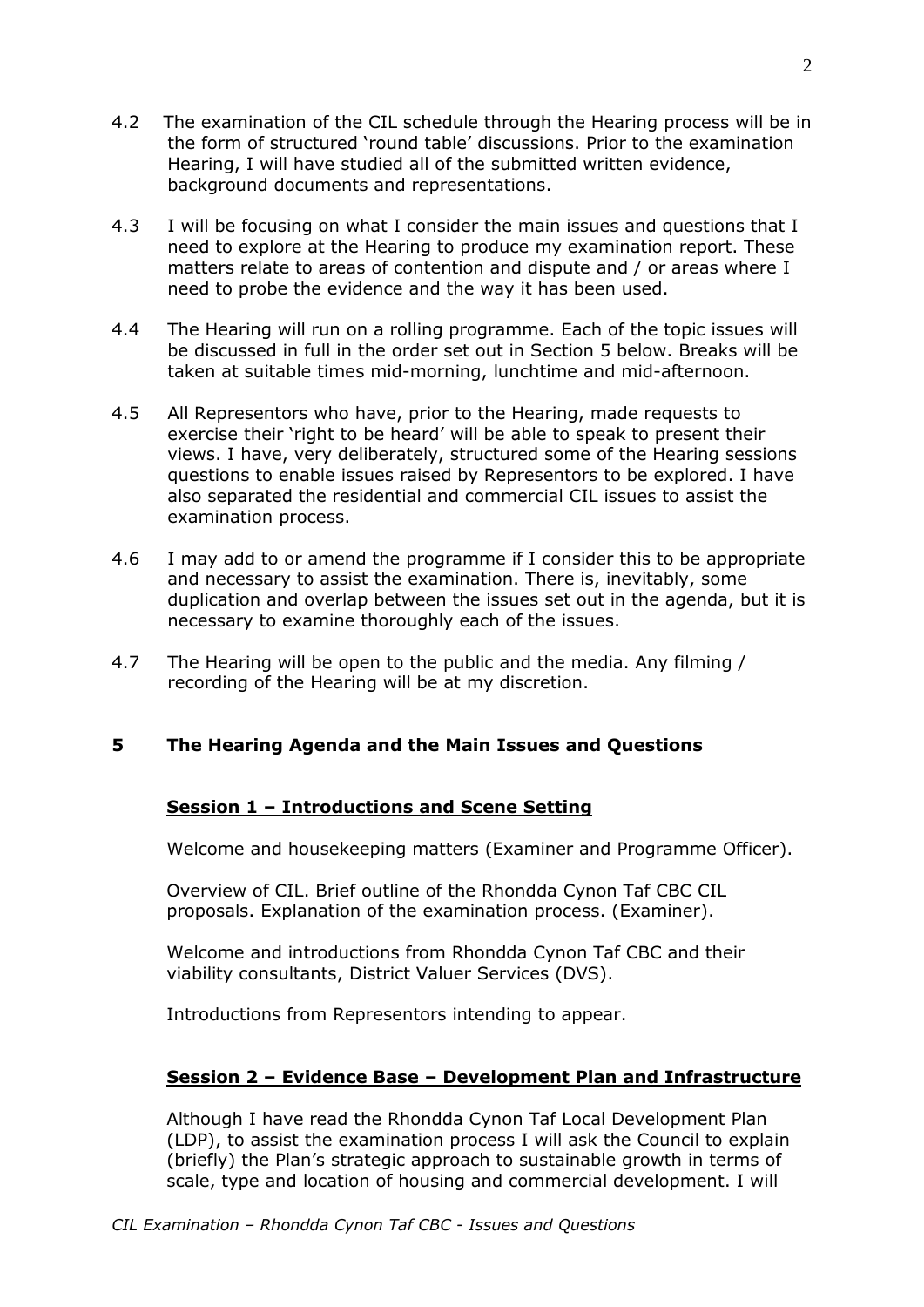4.2 The examination of the CIL schedule through the Hearing process will be in the form of structured 'round table' discussions. Prior to the examination Hearing, I will have studied all of the submitted written evidence, background documents and representations.

4.3 I will be focusing on what I consider the main issues and questions that I need to explore at the Hearing to produce my examination report. These matters relate to areas of contention and dispute and / or areas where I need to probe the evidence and the way it has been used.

4.4 The Hearing will run on a rolling programme. Each of the topic issues will be discussed in full in the order set out in Section 5 below. Breaks will be taken at suitable times mid-morning, lunchtime and mid-afternoon.

4.5 All Representors who have, prior to the Hearing, made requests to exercise their 'right to be heard' will be able to speak to present their views. I have, very deliberately, structured some of the Hearing sessions questions to enable issues raised by Representors to be explored. I have also separated the residential and commercial CIL issues to assist the examination process.

4.6 I may add to or amend the programme if I consider this to be appropriate and necessary to assist the examination. There is, inevitably, some duplication and overlap between the issues set out in the agenda, but it is necessary to examine thoroughly each of the issues.

4.7 The Hearing will be open to the public and the media. Any filming / recording of the Hearing will be at my discretion.

## 5 The Hearing Agenda and the Main Issues and Questions

### Session 1 – Introductions and Scene Setting

Welcome and housekeeping matters (Examiner and Programme Officer).

Overview of CIL. Brief outline of the Rhondda Cynon Taf CBC CIL proposals. Explanation of the examination process. (Examiner).

Welcome and introductions from Rhondda Cynon Taf CBC and their viability consultants, District Valuer Services (DVS).

Introductions from Representors intending to appear.

### Session 2 – Evidence Base – Development Plan and Infrastructure

Although I have read the Rhondda Cynon Taf Local Development Plan (LDP), to assist the examination process I will ask the Council to explain (briefly) the Plan's strategic approach to sustainable growth in terms of scale, type and location of housing and commercial development. I will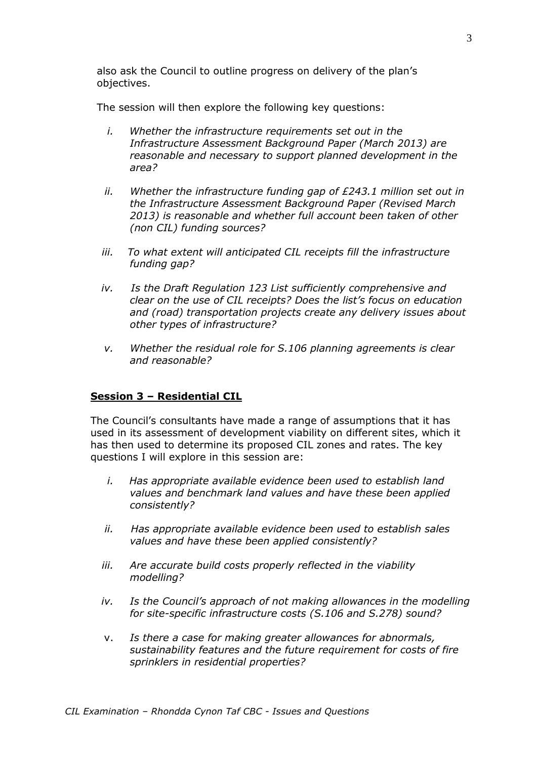also ask the Council to outline progress on delivery of the plan's objectives.

The session will then explore the following key questions:

i. *Whether the infrastructure requirements set out in the Infrastructure Assessment Background Paper (March 2013) are reasonable and necessary to support planned development in the area?*

ii. *Whether the infrastructure funding gap of £243.1 million set out in the Infrastructure Assessment Background Paper (Revised March 2013) is reasonable and whether full account been taken of other (non CIL) funding sources?*

iii. *To what extent will anticipated CIL receipts fill the infrastructure funding gap?*

iv. *Is the Draft Regulation 123 List sufficiently comprehensive and clear on the use of CIL receipts? Does the list's focus on education and (road) transportation projects create any delivery issues about other types of infrastructure?*

v. *Whether the residual role for S.106 planning agreements is clear and reasonable?*

## Session 3 – Residential CIL

The Council's consultants have made a range of assumptions that it has used in its assessment of development viability on different sites, which it has then used to determine its proposed CIL zones and rates. The key questions I will explore in this session are:

i. *Has appropriate available evidence been used to establish land values and benchmark land values and have these been applied consistently?*

ii. *Has appropriate available evidence been used to establish sales values and have these been applied consistently?*

iii. *Are accurate build costs properly reflected in the viability modelling?*

iv. *Is the Council's approach of not making allowances in the modelling for site-specific infrastructure costs (S.106 and S.278) sound?*

v. *Is there a case for making greater allowances for abnormals, sustainability features and the future requirement for costs of fire sprinklers in residential properties?*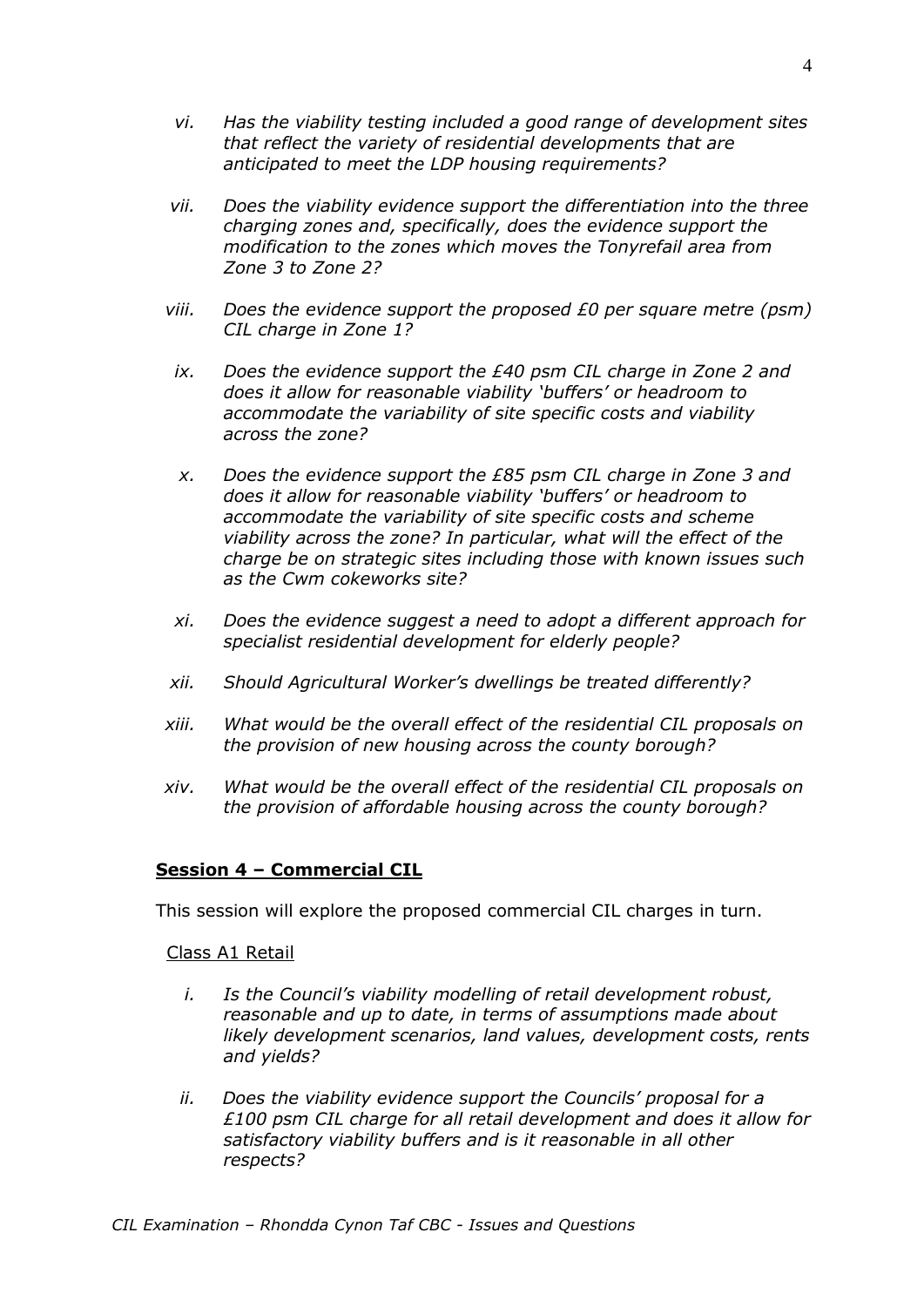vi. *Has the viability testing included a good range of development sites that reflect the variety of residential developments that are anticipated to meet the LDP housing requirements?*

vii. *Does the viability evidence support the differentiation into the three charging zones and, specifically, does the evidence support the modification to the zones which moves the Tonyrefail area from Zone 3 to Zone 2?*

viii. *Does the evidence support the proposed £0 per square metre (psm) CIL charge in Zone 1?*

ix. *Does the evidence support the £40 psm CIL charge in Zone 2 and does it allow for reasonable viability 'buffers' or headroom to accommodate the variability of site specific costs and viability across the zone?*

x. *Does the evidence support the £85 psm CIL charge in Zone 3 and does it allow for reasonable viability 'buffers' or headroom to accommodate the variability of site specific costs and scheme viability across the zone? In particular, what will the effect of the charge be on strategic sites including those with known issues such as the Cwm cokeworks site?*

xi. *Does the evidence suggest a need to adopt a different approach for specialist residential development for elderly people?*

xii. *Should Agricultural Worker's dwellings be treated differently?*

xiii. *What would be the overall effect of the residential CIL proposals on the provision of new housing across the county borough?*

xiv. *What would be the overall effect of the residential CIL proposals on the provision of affordable housing across the county borough?*

## Session 4 – Commercial CIL

This session will explore the proposed commercial CIL charges in turn.

Class A1 Retail

i. *Is the Council's viability modelling of retail development robust, reasonable and up to date, in terms of assumptions made about likely development scenarios, land values, development costs, rents and yields?*

ii. *Does the viability evidence support the Councils' proposal for a £100 psm CIL charge for all retail development and does it allow for satisfactory viability buffers and is it reasonable in all other respects?*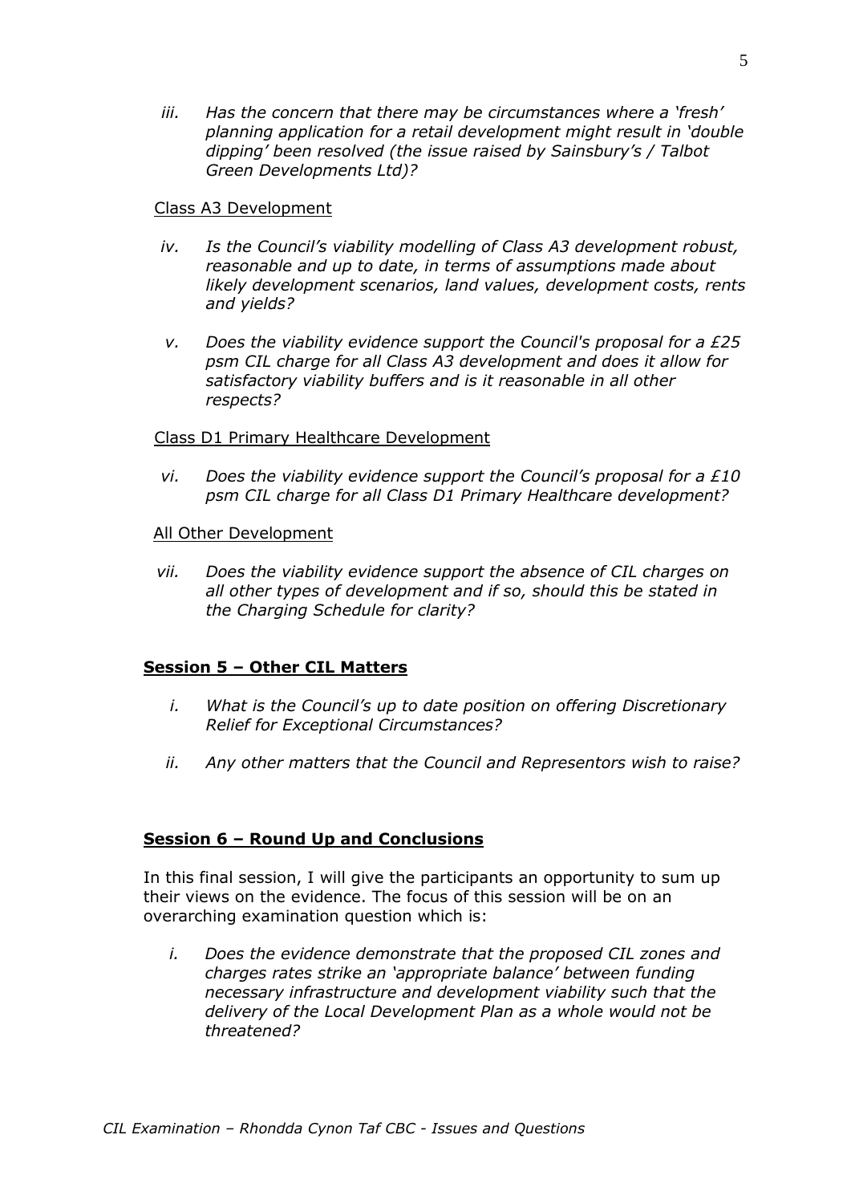iii. *Has the concern that there may be circumstances where a 'fresh' planning application for a retail development might result in 'double dipping' been resolved (the issue raised by Sainsbury's / Talbot Green Developments Ltd)?*

Class A3 Development

iv. *Is the Council's viability modelling of Class A3 development robust, reasonable and up to date, in terms of assumptions made about likely development scenarios, land values, development costs, rents and yields?*

v. *Does the viability evidence support the Council's proposal for a £25 psm CIL charge for all Class A3 development and does it allow for satisfactory viability buffers and is it reasonable in all other respects?*

Class D1 Primary Healthcare Development

vi. *Does the viability evidence support the Council's proposal for a £10 psm CIL charge for all Class D1 Primary Healthcare development?*

All Other Development

vii. *Does the viability evidence support the absence of CIL charges on all other types of development and if so, should this be stated in the Charging Schedule for clarity?*

## Session 5 – Other CIL Matters

i. *What is the Council's up to date position on offering Discretionary Relief for Exceptional Circumstances?*

ii. *Any other matters that the Council and Representors wish to raise?*

## Session 6 – Round Up and Conclusions

In this final session, I will give the participants an opportunity to sum up their views on the evidence. The focus of this session will be on an overarching examination question which is:

i. *Does the evidence demonstrate that the proposed CIL zones and charges rates strike an 'appropriate balance' between funding necessary infrastructure and development viability such that the delivery of the Local Development Plan as a whole would not be threatened?*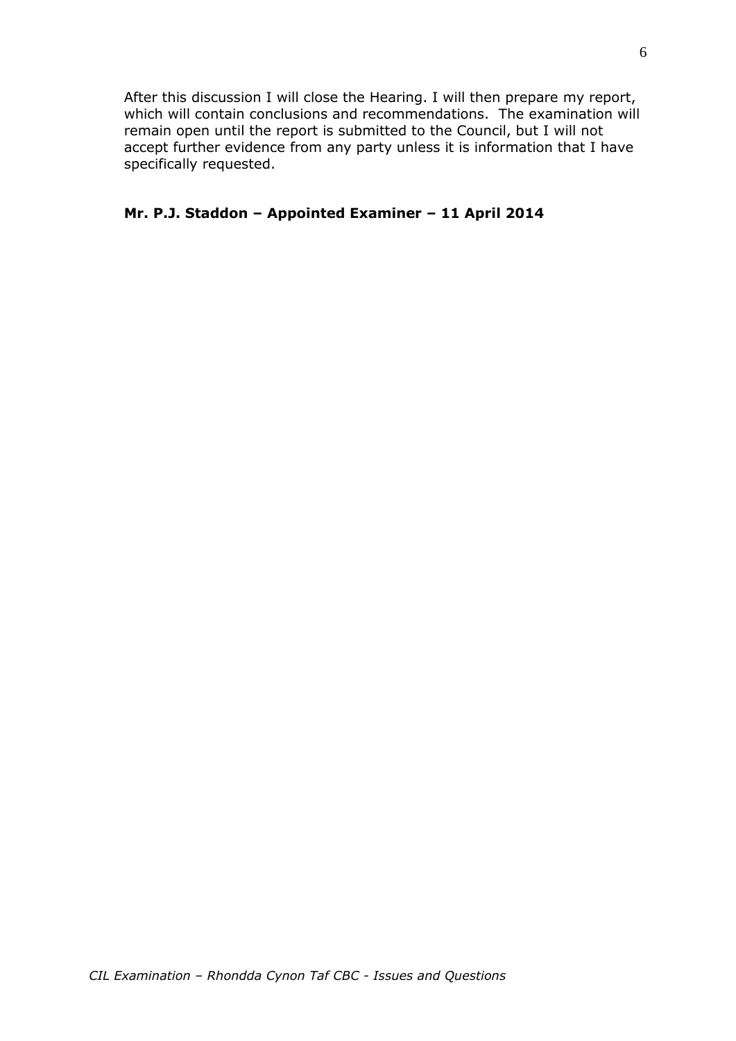After this discussion I will close the Hearing. I will then prepare my report, which will contain conclusions and recommendations. The examination will remain open until the report is submitted to the Council, but I will not accept further evidence from any party unless it is information that I have specifically requested.

**Mr. P.J. Staddon – Appointed Examiner – 11 April 2014**